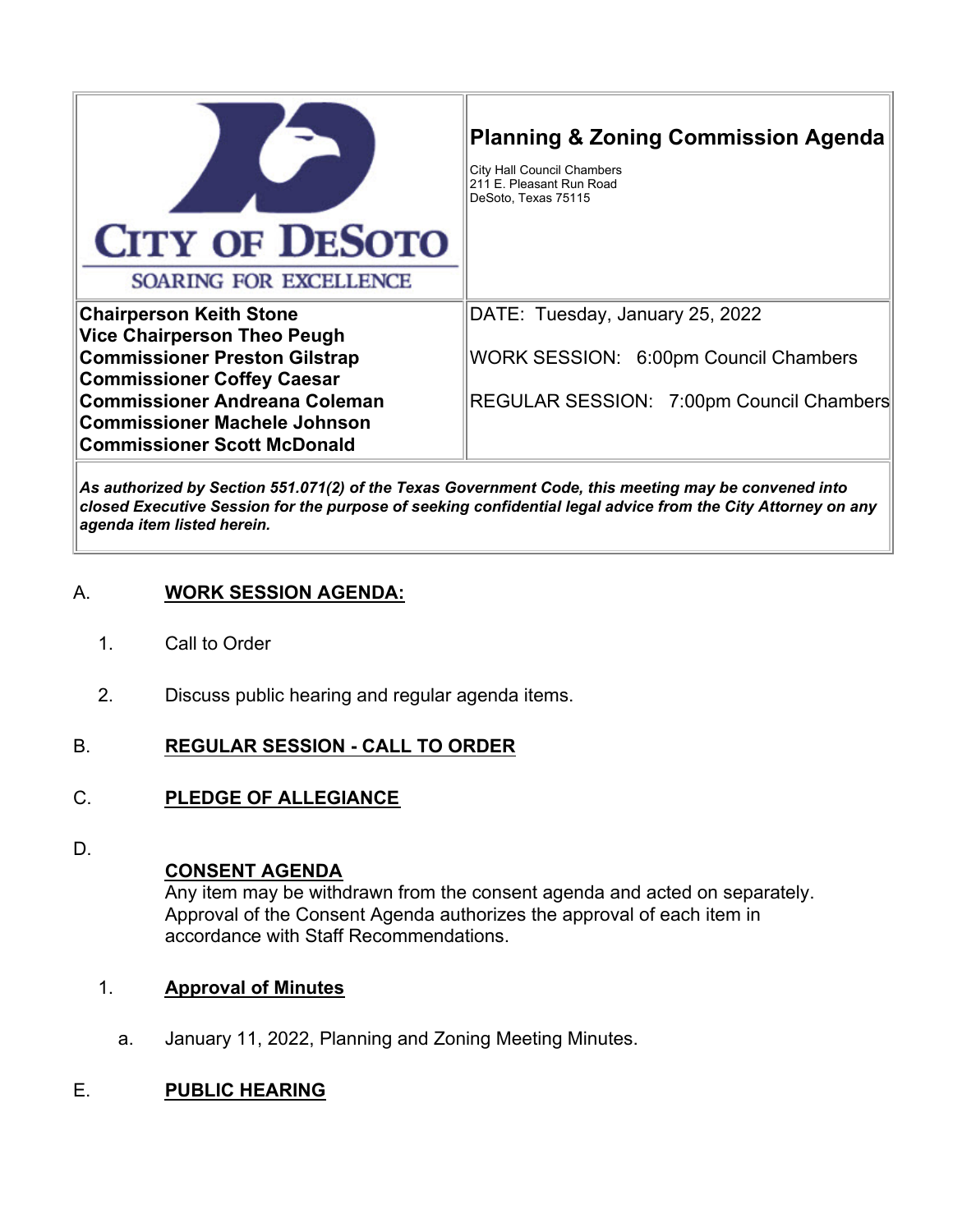| CITY OF DESOTO<br>SOARING FOR EXCELLENCE | **Planning & Zoning Commission Agenda**<br><br>City Hall Council Chambers<br>211 E. Pleasant Run Road<br>DeSoto, Texas 75115 |
|---|---|
| **Chairperson Keith Stone**<br>**Vice Chairperson Theo Peugh**<br>**Commissioner Preston Gilstrap**<br>**Commissioner Coffey Caesar**<br>**Commissioner Andreana Coleman**<br>**Commissioner Machele Johnson**<br>**Commissioner Scott McDonald** | DATE: Tuesday, January 25, 2022<br><br>WORK SESSION: 6:00pm Council Chambers<br><br>REGULAR SESSION: 7:00pm Council Chambers |

***As authorized by Section 551.071(2) of the Texas Government Code, this meeting may be convened into closed Executive Session for the purpose of seeking confidential legal advice from the City Attorney on any agenda item listed herein.***

A. **WORK SESSION AGENDA:**

1. Call to Order

2. Discuss public hearing and regular agenda items.

B. **REGULAR SESSION - CALL TO ORDER**

C. **PLEDGE OF ALLEGIANCE**

D. **CONSENT AGENDA**

Any item may be withdrawn from the consent agenda and acted on separately. Approval of the Consent Agenda authorizes the approval of each item in accordance with Staff Recommendations.

1. **Approval of Minutes**

   a. January 11, 2022, Planning and Zoning Meeting Minutes.

E. **PUBLIC HEARING**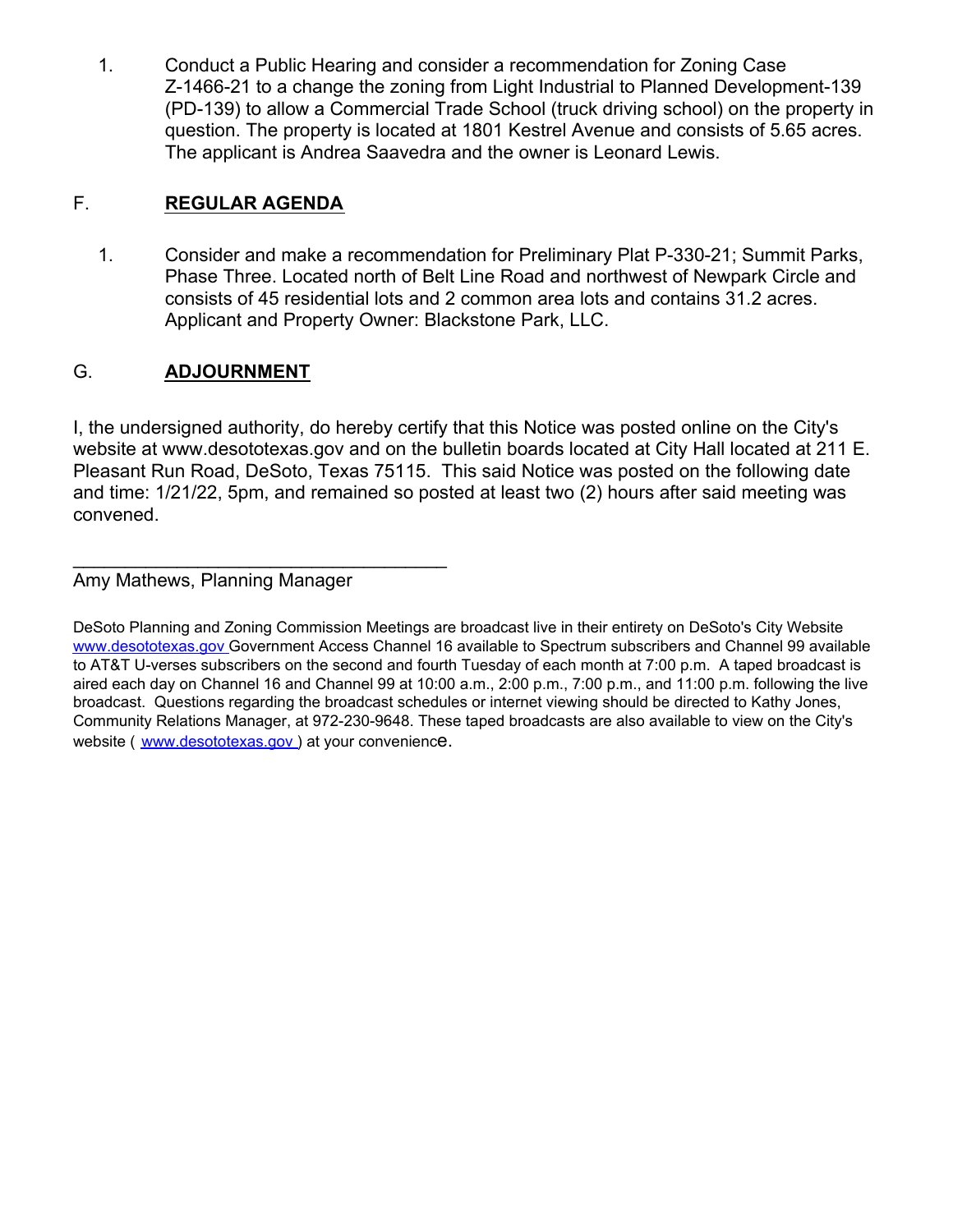1. Conduct a Public Hearing and consider a recommendation for Zoning Case Z-1466-21 to a change the zoning from Light Industrial to Planned Development-139 (PD-139) to allow a Commercial Trade School (truck driving school) on the property in question. The property is located at 1801 Kestrel Avenue and consists of 5.65 acres. The applicant is Andrea Saavedra and the owner is Leonard Lewis.

## F. REGULAR AGENDA

1. Consider and make a recommendation for Preliminary Plat P-330-21; Summit Parks, Phase Three. Located north of Belt Line Road and northwest of Newpark Circle and consists of 45 residential lots and 2 common area lots and contains 31.2 acres. Applicant and Property Owner: Blackstone Park, LLC.

## G. ADJOURNMENT

I, the undersigned authority, do hereby certify that this Notice was posted online on the City's website at www.desototexas.gov and on the bulletin boards located at City Hall located at 211 E. Pleasant Run Road, DeSoto, Texas 75115. This said Notice was posted on the following date and time: 1/21/22, 5pm, and remained so posted at least two (2) hours after said meeting was convened.

\_\_\_\_\_\_\_\_\_\_\_\_\_\_\_\_\_\_\_\_\_\_\_\_\_\_\_\_\_\_\_\_\_\_\_\_

Amy Mathews, Planning Manager

DeSoto Planning and Zoning Commission Meetings are broadcast live in their entirety on DeSoto's City Website www.desototexas.gov Government Access Channel 16 available to Spectrum subscribers and Channel 99 available to AT&T U-verses subscribers on the second and fourth Tuesday of each month at 7:00 p.m. A taped broadcast is aired each day on Channel 16 and Channel 99 at 10:00 a.m., 2:00 p.m., 7:00 p.m., and 11:00 p.m. following the live broadcast. Questions regarding the broadcast schedules or internet viewing should be directed to Kathy Jones, Community Relations Manager, at 972-230-9648. These taped broadcasts are also available to view on the City's website ( www.desototexas.gov ) at your convenience.